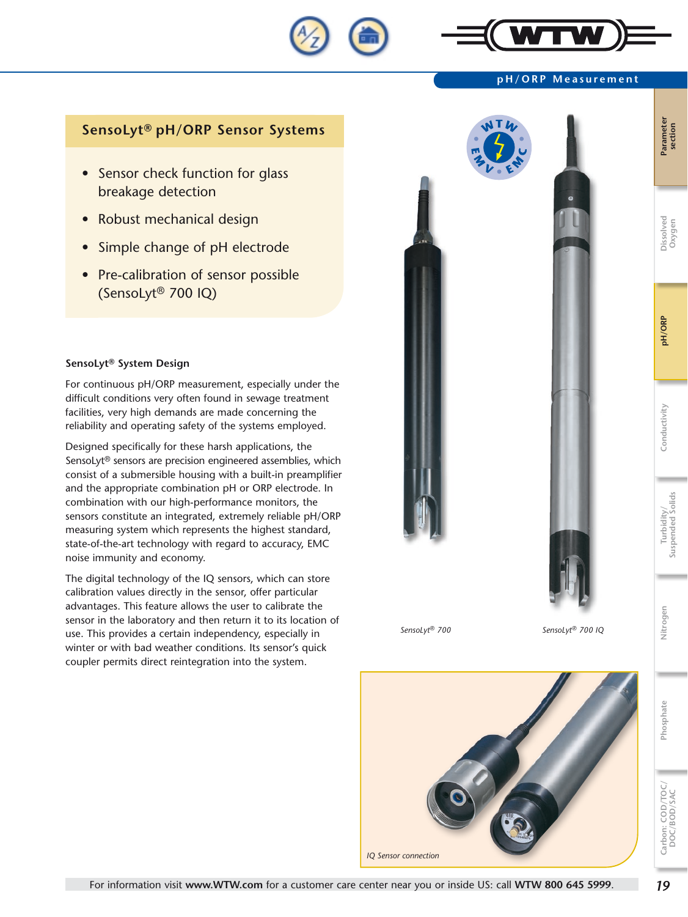## SensoLyt® pH/ORP Sensor Systems

- Sensor check function for glass breakage detection
- Robust mechanical design
- Simple change of pH electrode
- Pre-calibration of sensor possible (SensoLyt® 700 IQ)

### SensoLyt® System Design

For continuous pH/ORP measurement, especially under the difficult conditions very often found in sewage treatment facilities, very high demands are made concerning the reliability and operating safety of the systems employed.

Designed specifically for these harsh applications, the SensoLyt® sensors are precision engineered assemblies, which consist of a submersible housing with a built-in preamplifier and the appropriate combination pH or ORP electrode. In combination with our high-performance monitors, the sensors constitute an integrated, extremely reliable pH/ORP measuring system which represents the highest standard, state-of-the-art technology with regard to accuracy, EMC noise immunity and economy.

The digital technology of the IQ sensors, which can store calibration values directly in the sensor, offer particular advantages. This feature allows the user to calibrate the sensor in the laboratory and then return it to its location of use. This provides a certain independency, especially in winter or with bad weather conditions. Its sensor's quick coupler permits direct reintegration into the system.

*SensoLyt® 700*

*SensoLyt® 700 IQ*

*IQ Sensor connection*

For information visit **www.WTW.com** for a customer care center near you or inside US: call **WTW 800 645 5999**.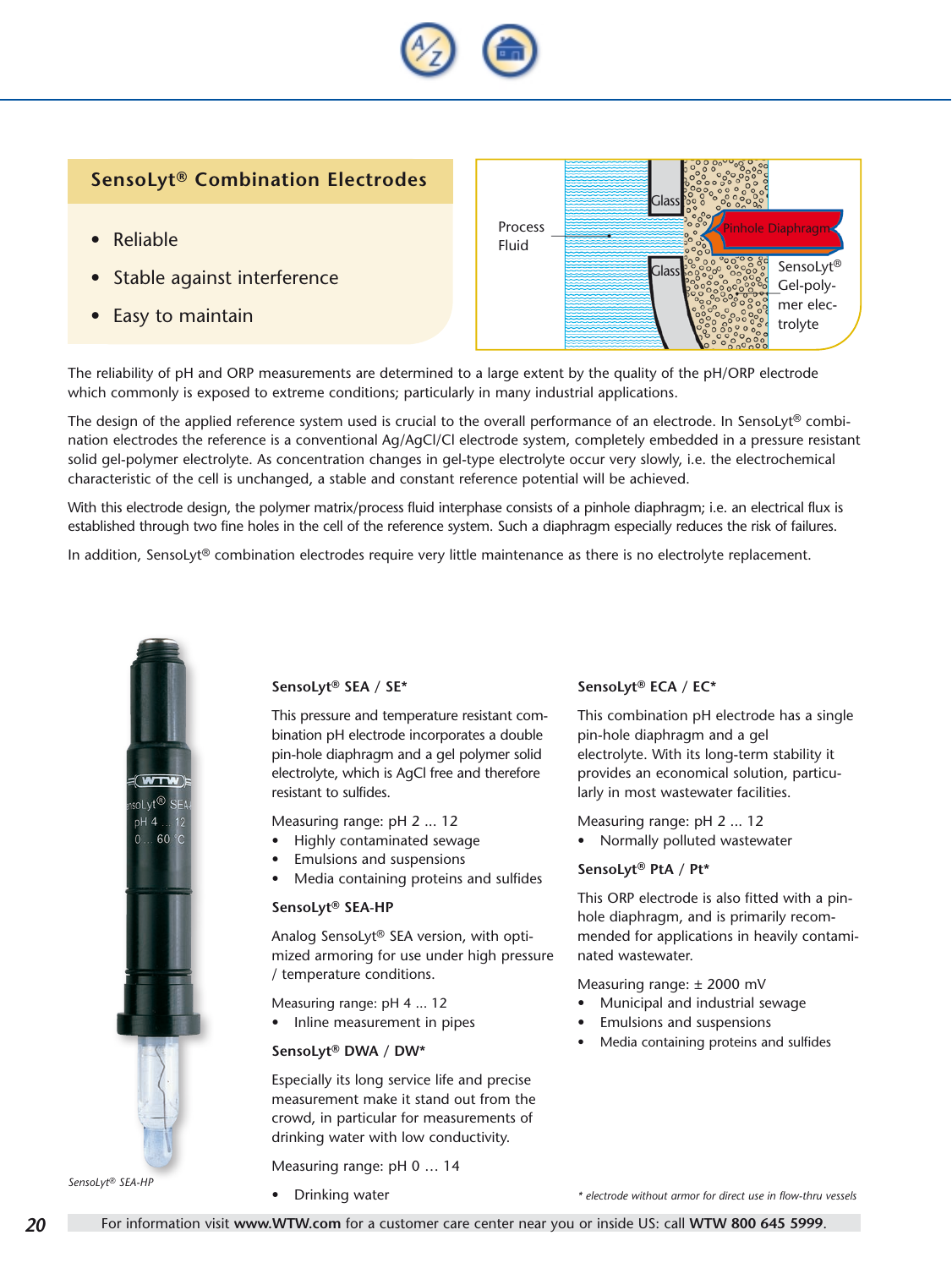## SensoLyt® Combination Electrodes

- Reliable
- Stable against interference
- Easy to maintain

Process Fluid

Glass

Pinhole Diaphragm

Glass

SensoLyt® Gel-polymer electrolyte

The reliability of pH and ORP measurements are determined to a large extent by the quality of the pH/ORP electrode which commonly is exposed to extreme conditions; particularly in many industrial applications.

The design of the applied reference system used is crucial to the overall performance of an electrode. In SensoLyt® combination electrodes the reference is a conventional Ag/AgCl/Cl electrode system, completely embedded in a pressure resistant solid gel-polymer electrolyte. As concentration changes in gel-type electrolyte occur very slowly, i.e. the electrochemical characteristic of the cell is unchanged, a stable and constant reference potential will be achieved.

With this electrode design, the polymer matrix/process fluid interphase consists of a pinhole diaphragm; i.e. an electrical flux is established through two fine holes in the cell of the reference system. Such a diaphragm especially reduces the risk of failures.

In addition, SensoLyt® combination electrodes require very little maintenance as there is no electrolyte replacement.

*SensoLyt® SEA-HP*

### SensoLyt® SEA / SE*

This pressure and temperature resistant combination pH electrode incorporates a double pin-hole diaphragm and a gel polymer solid electrolyte, which is AgCl free and therefore resistant to sulfides.

Measuring range: pH 2 ... 12

- Highly contaminated sewage
- Emulsions and suspensions
- Media containing proteins and sulfides

### SensoLyt® SEA-HP

Analog SensoLyt® SEA version, with optimized armoring for use under high pressure / temperature conditions.

Measuring range: pH 4 ... 12

- Inline measurement in pipes

### SensoLyt® DWA / DW*

Especially its long service life and precise measurement make it stand out from the crowd, in particular for measurements of drinking water with low conductivity.

Measuring range: pH 0 … 14

- Drinking water

### SensoLyt® ECA / EC*

This combination pH electrode has a single pin-hole diaphragm and a gel electrolyte. With its long-term stability it provides an economical solution, particularly in most wastewater facilities.

Measuring range: pH 2 ... 12

- Normally polluted wastewater

### SensoLyt® PtA / Pt*

This ORP electrode is also fitted with a pin-hole diaphragm, and is primarily recommended for applications in heavily contaminated wastewater.

Measuring range: ± 2000 mV

- Municipal and industrial sewage
- Emulsions and suspensions
- Media containing proteins and sulfides

*\* electrode without armor for direct use in flow-thru vessels*

For information visit **www.WTW.com** for a customer care center near you or inside US: call **WTW 800 645 5999**.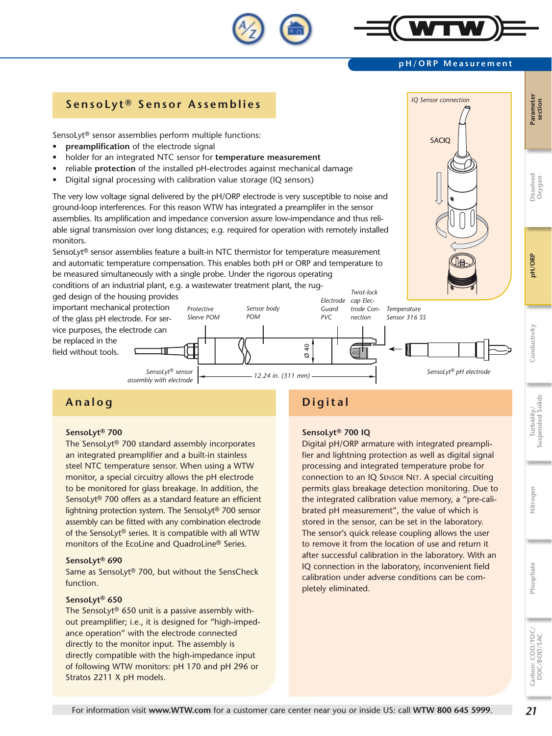## SensoLyt® Sensor Assemblies

SensoLyt® sensor assemblies perform multiple functions:

- **preamplification** of the electrode signal
- holder for an integrated NTC sensor for **temperature measurement**
- reliable **protection** of the installed pH-electrodes against mechanical damage
- Digital signal processing with calibration value storage (IQ sensors)

The very low voltage signal delivered by the pH/ORP electrode is very susceptible to noise and ground-loop interferences. For this reason WTW has integrated a preamplifer in the sensor assemblies. Its amplification and impedance conversion assure low-impendance and thus reliable signal transmission over long distances; e.g. required for operation with remotely installed monitors.

SensoLyt® sensor assemblies feature a built-in NTC thermistor for temperature measurement and automatic temperature compensation. This enables both pH or ORP and temperature to be measured simultaneously with a single probe. Under the rigorous operating conditions of an industrial plant, e.g. a wastewater treatment plant, the rugged design of the housing provides important mechanical protection of the glass pH electrode. For service purposes, the electrode can be replaced in the field without tools.

IQ Sensor connection

SACIQ

Protective Sleeve POM

Sensor body POM

Electrode Guard PVC

Twist-lock cap Electrode Connection

Temperature Sensor 316 SS

Ø 40

SensoLyt® sensor assembly with electrode

12.24 in. (311 mm)

SensoLyt® pH electrode

## Analog

**SensoLyt® 700**
The SensoLyt® 700 standard assembly incorporates an integrated preamplifier and a built-in stainless steel NTC temperature sensor. When using a WTW monitor, a special circuitry allows the pH electrode to be monitored for glass breakage. In addition, the SensoLyt® 700 offers as a standard feature an efficient lightning protection system. The SensoLyt® 700 sensor assembly can be fitted with any combination electrode of the SensoLyt® series. It is compatible with all WTW monitors of the EcoLine and QuadroLine® Series.

**SensoLyt® 690**
Same as SensoLyt® 700, but without the SensCheck function.

**SensoLyt® 650**
The SensoLyt® 650 unit is a passive assembly without preamplifier; i.e., it is designed for "high-impedance operation" with the electrode connected directly to the monitor input. The assembly is directly compatible with the high-impedance input of following WTW monitors: pH 170 and pH 296 or Stratos 2211 X pH models.

## Digital

**SensoLyt® 700 IQ**
Digital pH/ORP armature with integrated preamplifier and lightning protection as well as digital signal processing and integrated temperature probe for connection to an IQ Sensor Net. A special circuiting permits glass breakage detection monitoring. Due to the integrated calibration value memory, a "pre-calibrated pH measurement", the value of which is stored in the sensor, can be set in the laboratory. The sensor's quick release coupling allows the user to remove it from the location of use and return it after successful calibration in the laboratory. With an IQ connection in the laboratory, inconvenient field calibration under adverse conditions can be completely eliminated.

For information visit **www.WTW.com** for a customer care center near you or inside US: call **WTW 800 645 5999**.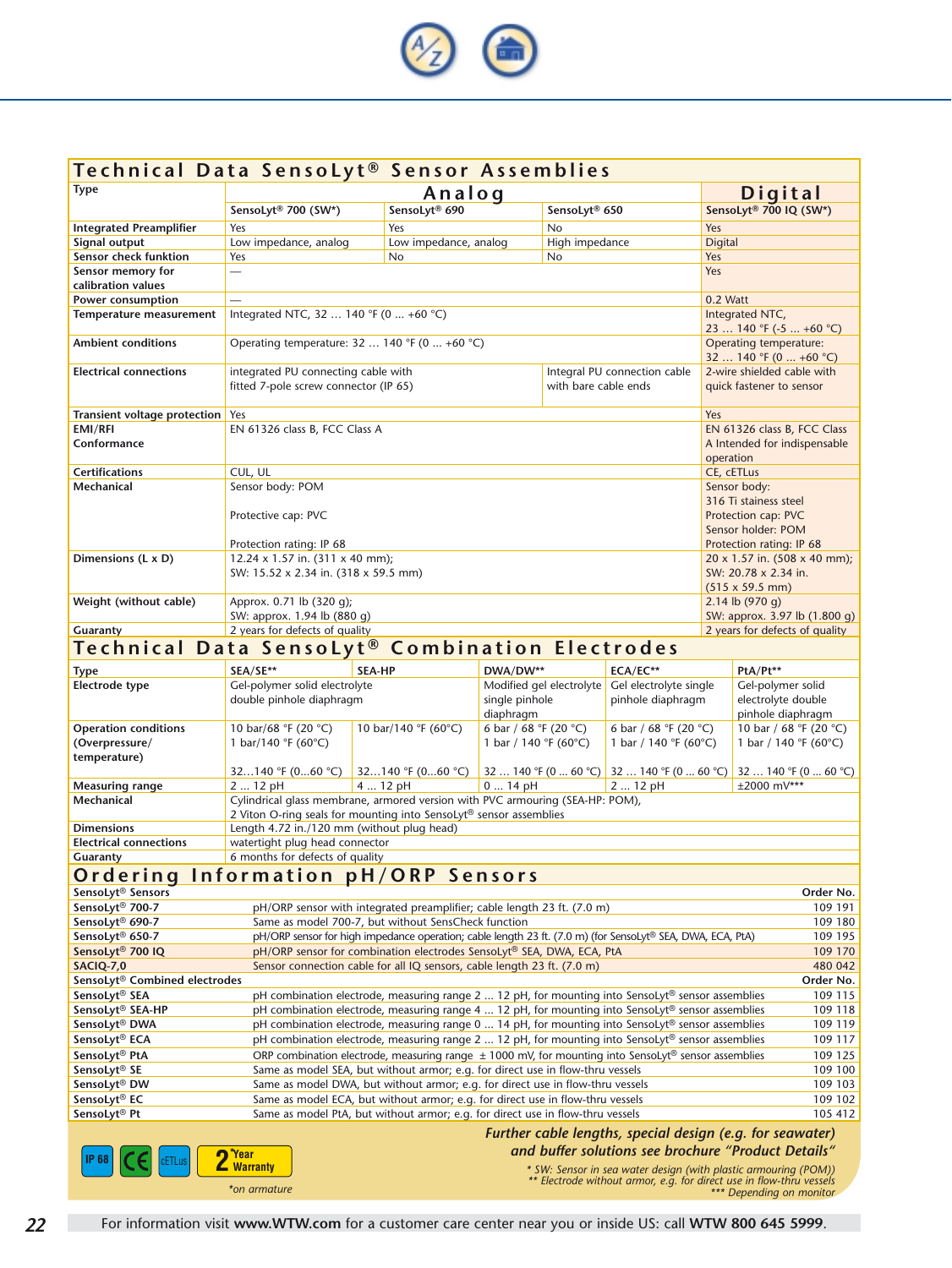# Technical Data SensoLyt® Sensor Assemblies

| Type | Analog | | | Digital |
|---|---|---|---|---|
| | SensoLyt® 700 (SW*) | SensoLyt® 690 | SensoLyt® 650 | SensoLyt® 700 IQ (SW*) |
| Integrated Preamplifier | Yes | Yes | No | Yes |
| Signal output | Low impedance, analog | Low impedance, analog | High impedance | Digital |
| Sensor check funktion | Yes | No | No | Yes |
| Sensor memory for calibration values | — | | | Yes |
| Power consumption | — | | | 0.2 Watt |
| Temperature measurement | Integrated NTC, 32 … 140 °F (0 ... +60 °C) | | | Integrated NTC, 23 … 140 °F (-5 ... +60 °C) |
| Ambient conditions | Operating temperature: 32 … 140 °F (0 ... +60 °C) | | | Operating temperature: 32 … 140 °F (0 ... +60 °C) |
| Electrical connections | integrated PU connecting cable with fitted 7-pole screw connector (IP 65) | | Integral PU connection cable with bare cable ends | 2-wire shielded cable with quick fastener to sensor |
| Transient voltage protection | Yes | | | Yes |
| EMI/RFI Conformance | EN 61326 class B, FCC Class A | | | EN 61326 class B, FCC Class A Intended for indispensable operation |
| Certifications | CUL, UL | | | CE, cETLus |
| Mechanical | Sensor body: POM<br>Protective cap: PVC<br>Protection rating: IP 68 | | | Sensor body: 316 Ti stainess steel<br>Protection cap: PVC<br>Sensor holder: POM<br>Protection rating: IP 68 |
| Dimensions (L x D) | 12.24 x 1.57 in. (311 x 40 mm);<br>SW: 15.52 x 2.34 in. (318 x 59.5 mm) | | | 20 x 1.57 in. (508 x 40 mm);<br>SW: 20.78 x 2.34 in. (515 x 59.5 mm) |
| Weight (without cable) | Approx. 0.71 lb (320 g);<br>SW: approx. 1.94 lb (880 g) | | | 2.14 lb (970 g)<br>SW: approx. 3.97 lb (1.800 g) |
| Guaranty | 2 years for defects of quality | | | 2 years for defects of quality |

# Technical Data SensoLyt® Combination Electrodes

| Type | SEA/SE** | SEA-HP | DWA/DW** | ECA/EC** | PtA/Pt** |
|---|---|---|---|---|---|
| Electrode type | Gel-polymer solid electrolyte double pinhole diaphragm | | Modified gel electrolyte single pinhole diaphragm | Gel electrolyte single pinhole diaphragm | Gel-polymer solid electrolyte double pinhole diaphragm |
| Operation conditions (Overpressure/ temperature) | 10 bar/68 °F (20 °C)<br>1 bar/140 °F (60°C)<br>32…140 °F (0…60 °C) | 10 bar/140 °F (60°C)<br>32…140 °F (0…60 °C) | 6 bar / 68 °F (20 °C)<br>1 bar / 140 °F (60°C)<br>32 … 140 °F (0 ... 60 °C) | 6 bar / 68 °F (20 °C)<br>1 bar / 140 °F (60°C)<br>32 … 140 °F (0 ... 60 °C) | 10 bar / 68 °F (20 °C)<br>1 bar / 140 °F (60°C)<br>32 … 140 °F (0 ... 60 °C) |
| Measuring range | 2 ... 12 pH | 4 ... 12 pH | 0 ... 14 pH | 2 ... 12 pH | ±2000 mV*** |
| Mechanical | Cylindrical glass membrane, armored version with PVC armouring (SEA-HP: POM),<br>2 Viton O-ring seals for mounting into SensoLyt® sensor assemblies | | | | |
| Dimensions | Length 4.72 in./120 mm (without plug head) | | | | |
| Electrical connections | watertight plug head connector | | | | |
| Guaranty | 6 months for defects of quality | | | | |

# Ordering Information pH/ORP Sensors

| SensoLyt® Sensors | | Order No. |
|---|---|---|
| SensoLyt® 700-7 | pH/ORP sensor with integrated preamplifier; cable length 23 ft. (7.0 m) | 109 191 |
| SensoLyt® 690-7 | Same as model 700-7, but without SensCheck function | 109 180 |
| SensoLyt® 650-7 | pH/ORP sensor for high impedance operation; cable length 23 ft. (7.0 m) (for SensoLyt® SEA, DWA, ECA, PtA) | 109 195 |
| SensoLyt® 700 IQ | pH/ORP sensor for combination electrodes SensoLyt® SEA, DWA, ECA, PtA | 109 170 |
| SACIQ-7,0 | Sensor connection cable for all IQ sensors, cable length 23 ft. (7.0 m) | 480 042 |
| **SensoLyt® Combined electrodes** | | **Order No.** |
| SensoLyt® SEA | pH combination electrode, measuring range 2 ... 12 pH, for mounting into SensoLyt® sensor assemblies | 109 115 |
| SensoLyt® SEA-HP | pH combination electrode, measuring range 4 ... 12 pH, for mounting into SensoLyt® sensor assemblies | 109 118 |
| SensoLyt® DWA | pH combination electrode, measuring range 0 ... 14 pH, for mounting into SensoLyt® sensor assemblies | 109 119 |
| SensoLyt® ECA | pH combination electrode, measuring range 2 ... 12 pH, for mounting into SensoLyt® sensor assemblies | 109 117 |
| SensoLyt® PtA | ORP combination electrode, measuring range ± 1000 mV, for mounting into SensoLyt® sensor assemblies | 109 125 |
| SensoLyt® SE | Same as model SEA, but without armor; e.g. for direct use in flow-thru vessels | 109 100 |
| SensoLyt® DW | Same as model DWA, but without armor; e.g. for direct use in flow-thru vessels | 109 103 |
| SensoLyt® EC | Same as model ECA, but without armor; e.g. for direct use in flow-thru vessels | 109 102 |
| SensoLyt® Pt | Same as model PtA, but without armor; e.g. for direct use in flow-thru vessels | 105 412 |

***Further cable lengths, special design (e.g. for seawater) and buffer solutions see brochure "Product Details"***

IP 68 CE cETLus 2 *Year Warranty

*\*on armature*

*\* SW: Sensor in sea water design (with plastic armouring (POM))*
*\*\* Electrode without armor, e.g. for direct use in flow-thru vessels*
*\*\*\* Depending on monitor*

For information visit **www.WTW.com** for a customer care center near you or inside US: call **WTW 800 645 5999**.